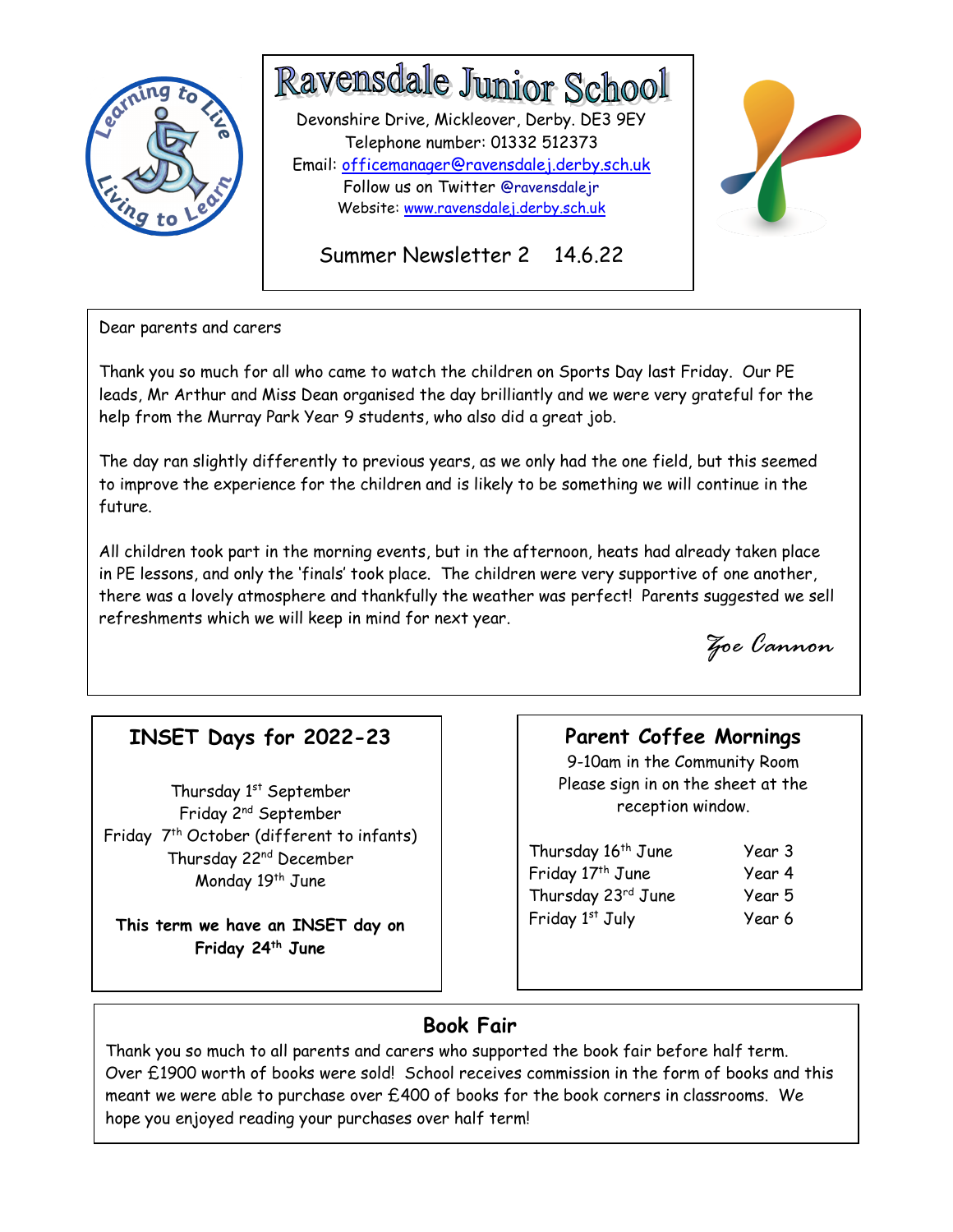# Ravensdale Junior School

Devonshire Drive, Mickleover, Derby. DE3 9EY
Telephone number: 01332 512373
Email: officemanager@ravensdalej.derby.sch.uk
Follow us on Twitter @ravensdalejr
Website: www.ravensdalej.derby.sch.uk

Summer Newsletter 2 14.6.22

Dear parents and carers

Thank you so much for all who came to watch the children on Sports Day last Friday. Our PE leads, Mr Arthur and Miss Dean organised the day brilliantly and we were very grateful for the help from the Murray Park Year 9 students, who also did a great job.

The day ran slightly differently to previous years, as we only had the one field, but this seemed to improve the experience for the children and is likely to be something we will continue in the future.

All children took part in the morning events, but in the afternoon, heats had already taken place in PE lessons, and only the 'finals' took place. The children were very supportive of one another, there was a lovely atmosphere and thankfully the weather was perfect! Parents suggested we sell refreshments which we will keep in mind for next year.

*Zoe Cannon*

## INSET Days for 2022-23

Thursday 1st September
Friday 2nd September
Friday 7th October (different to infants)
Thursday 22nd December
Monday 19th June

**This term we have an INSET day on Friday 24th June**

## Parent Coffee Mornings

9-10am in the Community Room
Please sign in on the sheet at the reception window.

| | |
|---|---|
| Thursday 16th June | Year 3 |
| Friday 17th June | Year 4 |
| Thursday 23rd June | Year 5 |
| Friday 1st July | Year 6 |

## Book Fair

Thank you so much to all parents and carers who supported the book fair before half term. Over £1900 worth of books were sold! School receives commission in the form of books and this meant we were able to purchase over £400 of books for the book corners in classrooms. We hope you enjoyed reading your purchases over half term!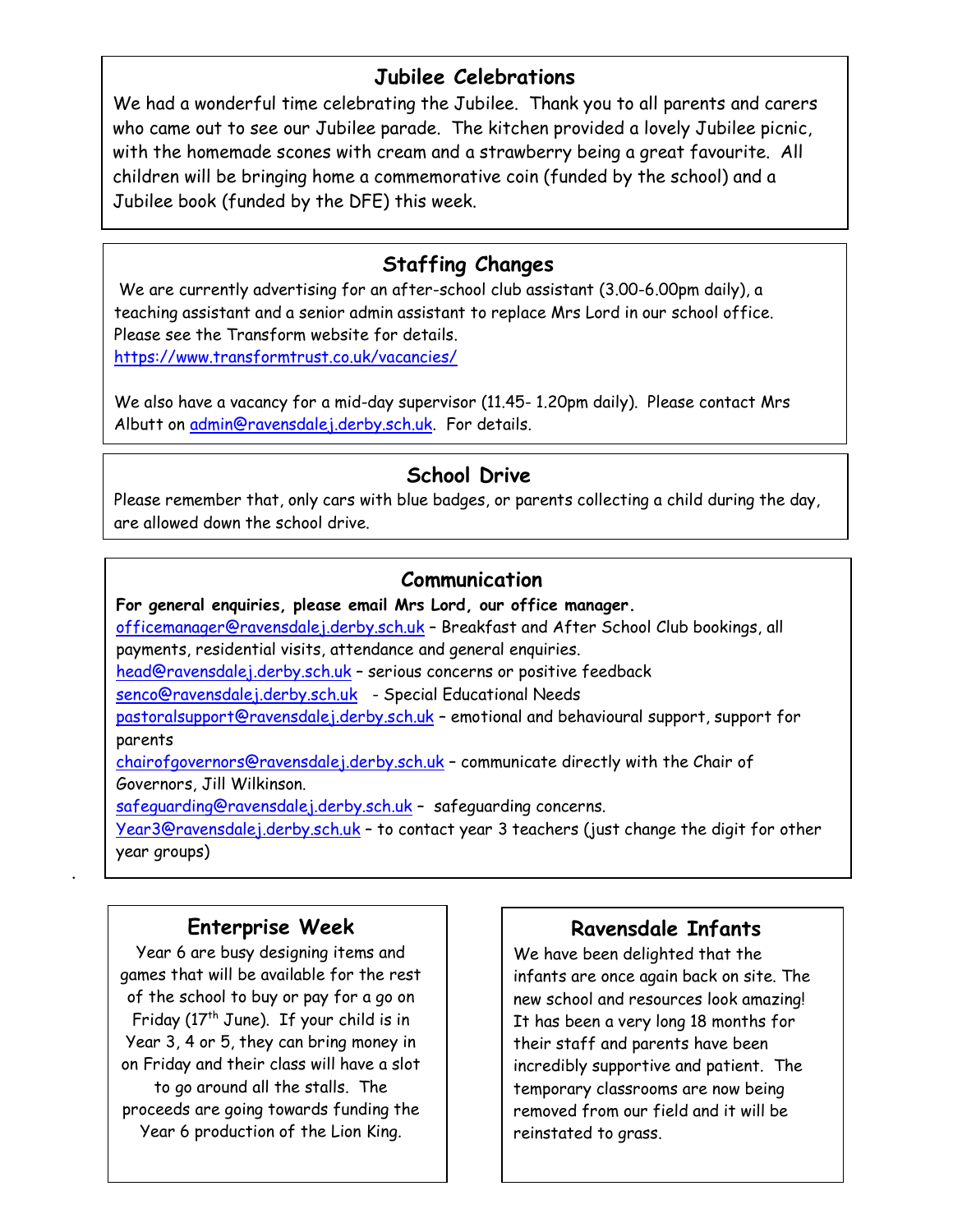## Jubilee Celebrations

We had a wonderful time celebrating the Jubilee. Thank you to all parents and carers who came out to see our Jubilee parade. The kitchen provided a lovely Jubilee picnic, with the homemade scones with cream and a strawberry being a great favourite. All children will be bringing home a commemorative coin (funded by the school) and a Jubilee book (funded by the DFE) this week.

## Staffing Changes

We are currently advertising for an after-school club assistant (3.00-6.00pm daily), a teaching assistant and a senior admin assistant to replace Mrs Lord in our school office. Please see the Transform website for details.
https://www.transformtrust.co.uk/vacancies/

We also have a vacancy for a mid-day supervisor (11.45- 1.20pm daily). Please contact Mrs Albutt on admin@ravensdalej.derby.sch.uk. For details.

## School Drive

Please remember that, only cars with blue badges, or parents collecting a child during the day, are allowed down the school drive.

## Communication

**For general enquiries, please email Mrs Lord, our office manager.**

officemanager@ravensdalej.derby.sch.uk – Breakfast and After School Club bookings, all payments, residential visits, attendance and general enquiries.
head@ravensdalej.derby.sch.uk – serious concerns or positive feedback
senco@ravensdalej.derby.sch.uk - Special Educational Needs
pastoralsupport@ravensdalej.derby.sch.uk – emotional and behavioural support, support for parents
chairofgovernors@ravensdalej.derby.sch.uk – communicate directly with the Chair of Governors, Jill Wilkinson.
safeguarding@ravensdalej.derby.sch.uk – safeguarding concerns.
Year3@ravensdalej.derby.sch.uk – to contact year 3 teachers (just change the digit for other year groups)

## Enterprise Week

Year 6 are busy designing items and games that will be available for the rest of the school to buy or pay for a go on Friday (17th June). If your child is in Year 3, 4 or 5, they can bring money in on Friday and their class will have a slot to go around all the stalls. The proceeds are going towards funding the Year 6 production of the Lion King.

## Ravensdale Infants

We have been delighted that the infants are once again back on site. The new school and resources look amazing! It has been a very long 18 months for their staff and parents have been incredibly supportive and patient. The temporary classrooms are now being removed from our field and it will be reinstated to grass.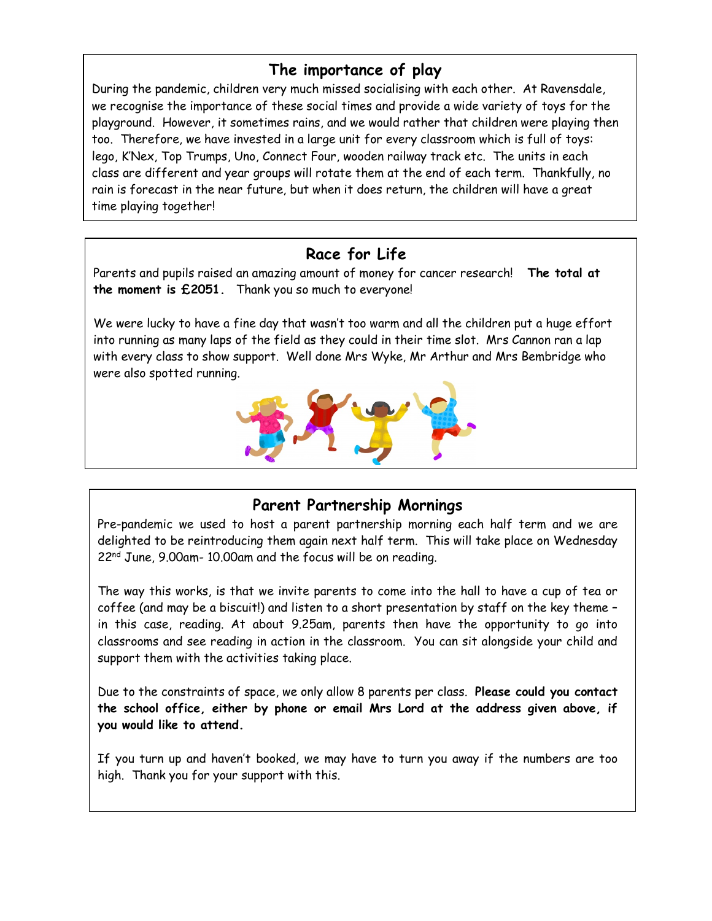## The importance of play

During the pandemic, children very much missed socialising with each other. At Ravensdale, we recognise the importance of these social times and provide a wide variety of toys for the playground. However, it sometimes rains, and we would rather that children were playing then too. Therefore, we have invested in a large unit for every classroom which is full of toys: lego, K'Nex, Top Trumps, Uno, Connect Four, wooden railway track etc. The units in each class are different and year groups will rotate them at the end of each term. Thankfully, no rain is forecast in the near future, but when it does return, the children will have a great time playing together!

## Race for Life

Parents and pupils raised an amazing amount of money for cancer research! **The total at the moment is £2051.** Thank you so much to everyone!

We were lucky to have a fine day that wasn't too warm and all the children put a huge effort into running as many laps of the field as they could in their time slot. Mrs Cannon ran a lap with every class to show support. Well done Mrs Wyke, Mr Arthur and Mrs Bembridge who were also spotted running.

## Parent Partnership Mornings

Pre-pandemic we used to host a parent partnership morning each half term and we are delighted to be reintroducing them again next half term. This will take place on Wednesday 22nd June, 9.00am- 10.00am and the focus will be on reading.

The way this works, is that we invite parents to come into the hall to have a cup of tea or coffee (and may be a biscuit!) and listen to a short presentation by staff on the key theme – in this case, reading. At about 9.25am, parents then have the opportunity to go into classrooms and see reading in action in the classroom. You can sit alongside your child and support them with the activities taking place.

Due to the constraints of space, we only allow 8 parents per class. **Please could you contact the school office, either by phone or email Mrs Lord at the address given above, if you would like to attend.**

If you turn up and haven't booked, we may have to turn you away if the numbers are too high. Thank you for your support with this.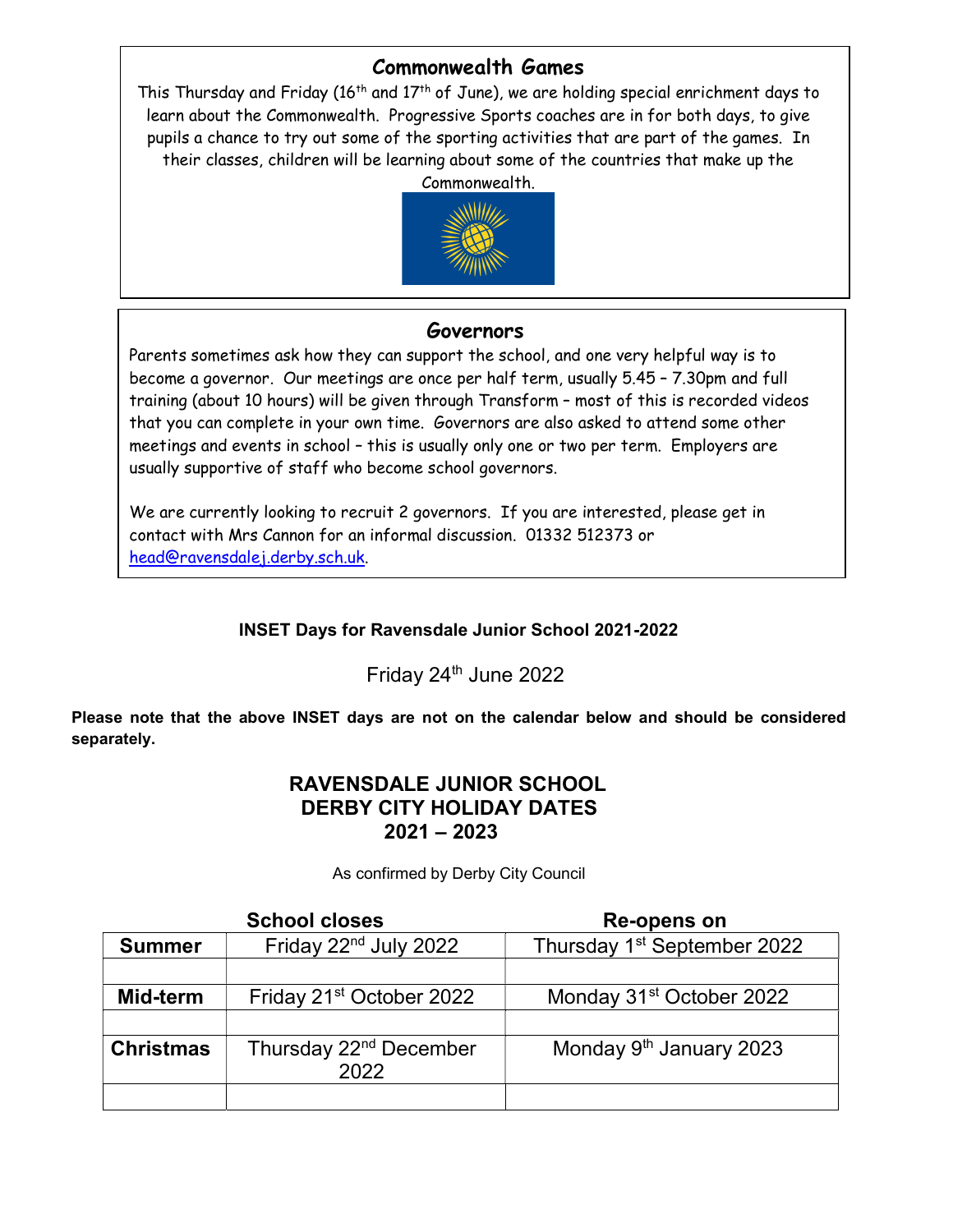## Commonwealth Games

This Thursday and Friday (16th and 17th of June), we are holding special enrichment days to learn about the Commonwealth. Progressive Sports coaches are in for both days, to give pupils a chance to try out some of the sporting activities that are part of the games. In their classes, children will be learning about some of the countries that make up the Commonwealth.

## Governors

Parents sometimes ask how they can support the school, and one very helpful way is to become a governor. Our meetings are once per half term, usually 5.45 – 7.30pm and full training (about 10 hours) will be given through Transform – most of this is recorded videos that you can complete in your own time. Governors are also asked to attend some other meetings and events in school – this is usually only one or two per term. Employers are usually supportive of staff who become school governors.

We are currently looking to recruit 2 governors. If you are interested, please get in contact with Mrs Cannon for an informal discussion. 01332 512373 or head@ravensdalej.derby.sch.uk.

**INSET Days for Ravensdale Junior School 2021-2022**

Friday 24th June 2022

**Please note that the above INSET days are not on the calendar below and should be considered separately.**

# RAVENSDALE JUNIOR SCHOOL
# DERBY CITY HOLIDAY DATES
# 2021 – 2023

As confirmed by Derby City Council

| | School closes | Re-opens on |
|---|---|---|
| **Summer** | Friday 22nd July 2022 | Thursday 1st September 2022 |
| | | |
| **Mid-term** | Friday 21st October 2022 | Monday 31st October 2022 |
| | | |
| **Christmas** | Thursday 22nd December 2022 | Monday 9th January 2023 |
| | | |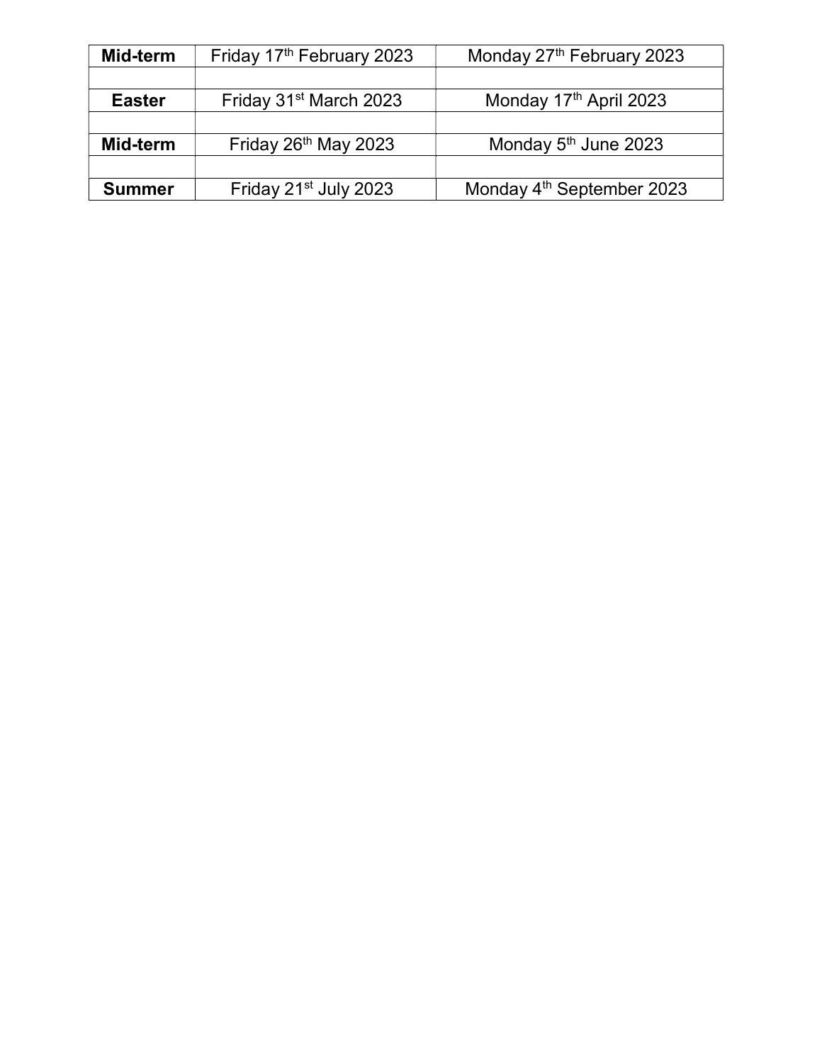| | | |
|---|---|---|
| **Mid-term** | Friday 17th February 2023 | Monday 27th February 2023 |
| | | |
| **Easter** | Friday 31st March 2023 | Monday 17th April 2023 |
| | | |
| **Mid-term** | Friday 26th May 2023 | Monday 5th June 2023 |
| | | |
| **Summer** | Friday 21st July 2023 | Monday 4th September 2023 |